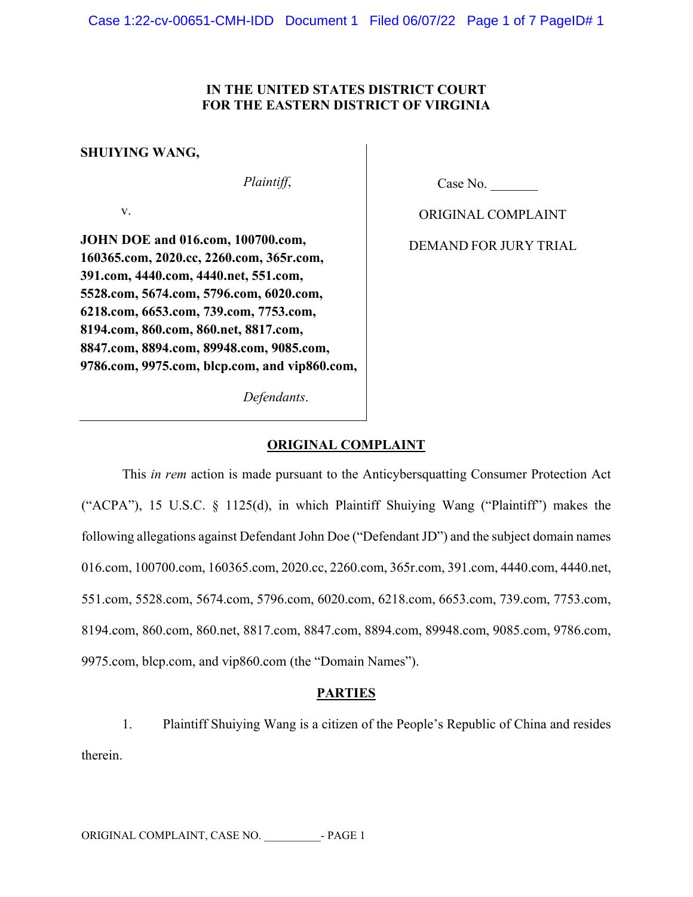**IN THE UNITED STATES DISTRICT COURT**
**FOR THE EASTERN DISTRICT OF VIRGINIA**

| | |
|---|---|
| **SHUIYING WANG,** *Plaintiff*, v. **JOHN DOE and 016.com, 100700.com, 160365.com, 2020.cc, 2260.com, 365r.com, 391.com, 4440.com, 4440.net, 551.com, 5528.com, 5674.com, 5796.com, 6020.com, 6218.com, 6653.com, 739.com, 7753.com, 8194.com, 860.com, 860.net, 8817.com, 8847.com, 8894.com, 89948.com, 9085.com, 9786.com, 9975.com, blcp.com, and vip860.com,** *Defendants*. | Case No. _______ ORIGINAL COMPLAINT DEMAND FOR JURY TRIAL |

## ORIGINAL COMPLAINT

This *in rem* action is made pursuant to the Anticybersquatting Consumer Protection Act ("ACPA"), 15 U.S.C. § 1125(d), in which Plaintiff Shuiying Wang ("Plaintiff") makes the following allegations against Defendant John Doe ("Defendant JD") and the subject domain names 016.com, 100700.com, 160365.com, 2020.cc, 2260.com, 365r.com, 391.com, 4440.com, 4440.net, 551.com, 5528.com, 5674.com, 5796.com, 6020.com, 6218.com, 6653.com, 739.com, 7753.com, 8194.com, 860.com, 860.net, 8817.com, 8847.com, 8894.com, 89948.com, 9085.com, 9786.com, 9975.com, blcp.com, and vip860.com (the "Domain Names").

## PARTIES

1. Plaintiff Shuiying Wang is a citizen of the People's Republic of China and resides therein.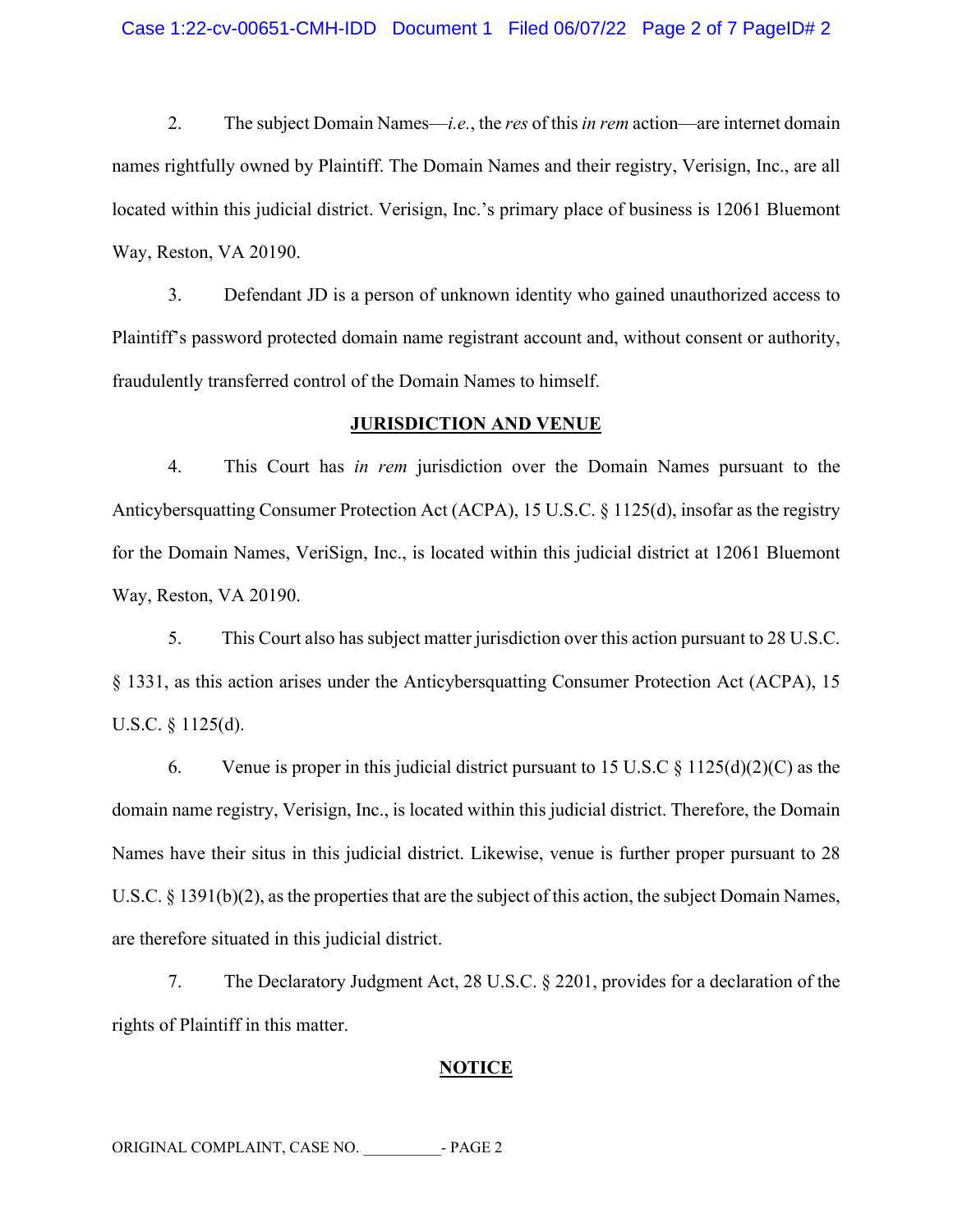2. The subject Domain Names—*i.e.*, the *res* of this *in rem* action—are internet domain names rightfully owned by Plaintiff. The Domain Names and their registry, Verisign, Inc., are all located within this judicial district. Verisign, Inc.'s primary place of business is 12061 Bluemont Way, Reston, VA 20190.

3. Defendant JD is a person of unknown identity who gained unauthorized access to Plaintiff's password protected domain name registrant account and, without consent or authority, fraudulently transferred control of the Domain Names to himself.

## JURISDICTION AND VENUE

4. This Court has *in rem* jurisdiction over the Domain Names pursuant to the Anticybersquatting Consumer Protection Act (ACPA), 15 U.S.C. § 1125(d), insofar as the registry for the Domain Names, VeriSign, Inc., is located within this judicial district at 12061 Bluemont Way, Reston, VA 20190.

5. This Court also has subject matter jurisdiction over this action pursuant to 28 U.S.C. § 1331, as this action arises under the Anticybersquatting Consumer Protection Act (ACPA), 15 U.S.C. § 1125(d).

6. Venue is proper in this judicial district pursuant to 15 U.S.C § 1125(d)(2)(C) as the domain name registry, Verisign, Inc., is located within this judicial district. Therefore, the Domain Names have their situs in this judicial district. Likewise, venue is further proper pursuant to 28 U.S.C. § 1391(b)(2), as the properties that are the subject of this action, the subject Domain Names, are therefore situated in this judicial district.

7. The Declaratory Judgment Act, 28 U.S.C. § 2201, provides for a declaration of the rights of Plaintiff in this matter.

## NOTICE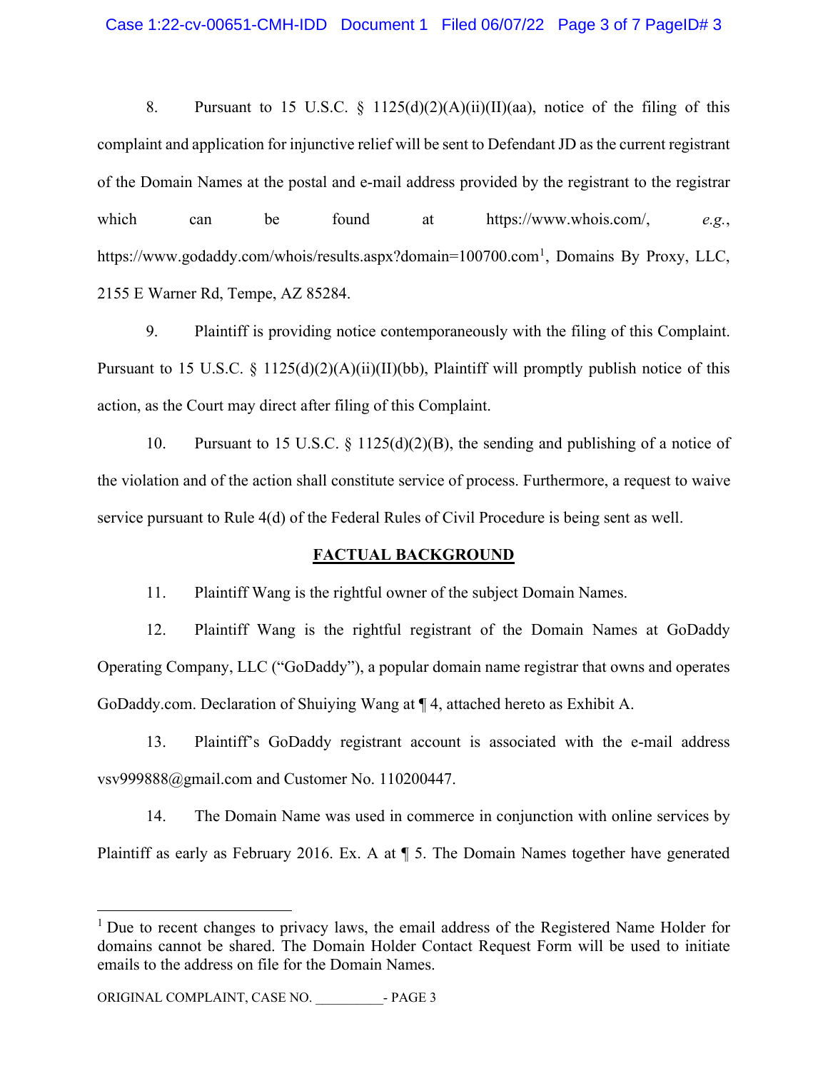8. Pursuant to 15 U.S.C. § 1125(d)(2)(A)(ii)(II)(aa), notice of the filing of this complaint and application for injunctive relief will be sent to Defendant JD as the current registrant of the Domain Names at the postal and e-mail address provided by the registrant to the registrar which can be found at https://www.whois.com/, *e.g.*, https://www.godaddy.com/whois/results.aspx?domain=100700.com[1], Domains By Proxy, LLC, 2155 E Warner Rd, Tempe, AZ 85284.

9. Plaintiff is providing notice contemporaneously with the filing of this Complaint. Pursuant to 15 U.S.C. § 1125(d)(2)(A)(ii)(II)(bb), Plaintiff will promptly publish notice of this action, as the Court may direct after filing of this Complaint.

10. Pursuant to 15 U.S.C. § 1125(d)(2)(B), the sending and publishing of a notice of the violation and of the action shall constitute service of process. Furthermore, a request to waive service pursuant to Rule 4(d) of the Federal Rules of Civil Procedure is being sent as well.

## FACTUAL BACKGROUND

11. Plaintiff Wang is the rightful owner of the subject Domain Names.

12. Plaintiff Wang is the rightful registrant of the Domain Names at GoDaddy Operating Company, LLC ("GoDaddy"), a popular domain name registrar that owns and operates GoDaddy.com. Declaration of Shuiying Wang at ¶ 4, attached hereto as Exhibit A.

13. Plaintiff's GoDaddy registrant account is associated with the e-mail address vsv999888@gmail.com and Customer No. 110200447.

14. The Domain Name was used in commerce in conjunction with online services by Plaintiff as early as February 2016. Ex. A at ¶ 5. The Domain Names together have generated

---

[1] Due to recent changes to privacy laws, the email address of the Registered Name Holder for domains cannot be shared. The Domain Holder Contact Request Form will be used to initiate emails to the address on file for the Domain Names.

ORIGINAL COMPLAINT, CASE NO. __________- PAGE 3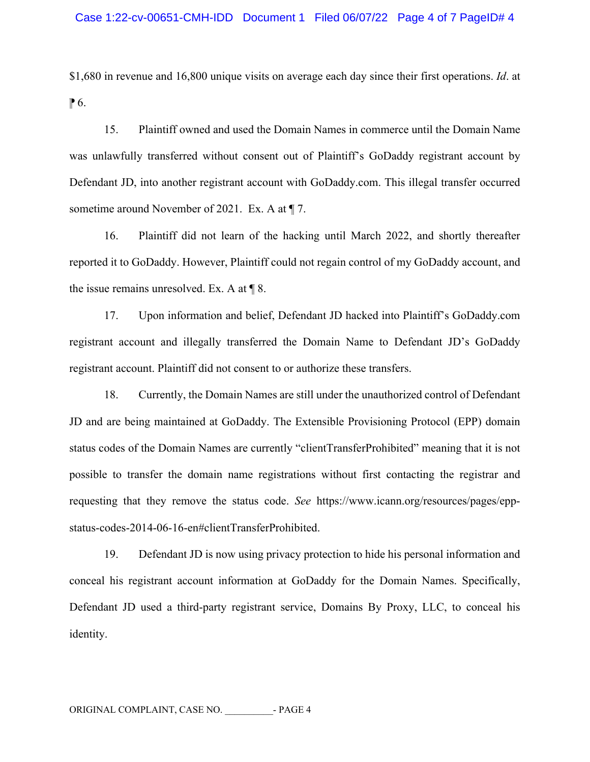$1,680 in revenue and 16,800 unique visits on average each day since their first operations. *Id*. at ¶ 6.

15. Plaintiff owned and used the Domain Names in commerce until the Domain Name was unlawfully transferred without consent out of Plaintiff's GoDaddy registrant account by Defendant JD, into another registrant account with GoDaddy.com. This illegal transfer occurred sometime around November of 2021. Ex. A at ¶ 7.

16. Plaintiff did not learn of the hacking until March 2022, and shortly thereafter reported it to GoDaddy. However, Plaintiff could not regain control of my GoDaddy account, and the issue remains unresolved. Ex. A at ¶ 8.

17. Upon information and belief, Defendant JD hacked into Plaintiff's GoDaddy.com registrant account and illegally transferred the Domain Name to Defendant JD's GoDaddy registrant account. Plaintiff did not consent to or authorize these transfers.

18. Currently, the Domain Names are still under the unauthorized control of Defendant JD and are being maintained at GoDaddy. The Extensible Provisioning Protocol (EPP) domain status codes of the Domain Names are currently "clientTransferProhibited" meaning that it is not possible to transfer the domain name registrations without first contacting the registrar and requesting that they remove the status code. *See* https://www.icann.org/resources/pages/epp-status-codes-2014-06-16-en#clientTransferProhibited.

19. Defendant JD is now using privacy protection to hide his personal information and conceal his registrant account information at GoDaddy for the Domain Names. Specifically, Defendant JD used a third-party registrant service, Domains By Proxy, LLC, to conceal his identity.

ORIGINAL COMPLAINT, CASE NO. __________- PAGE 4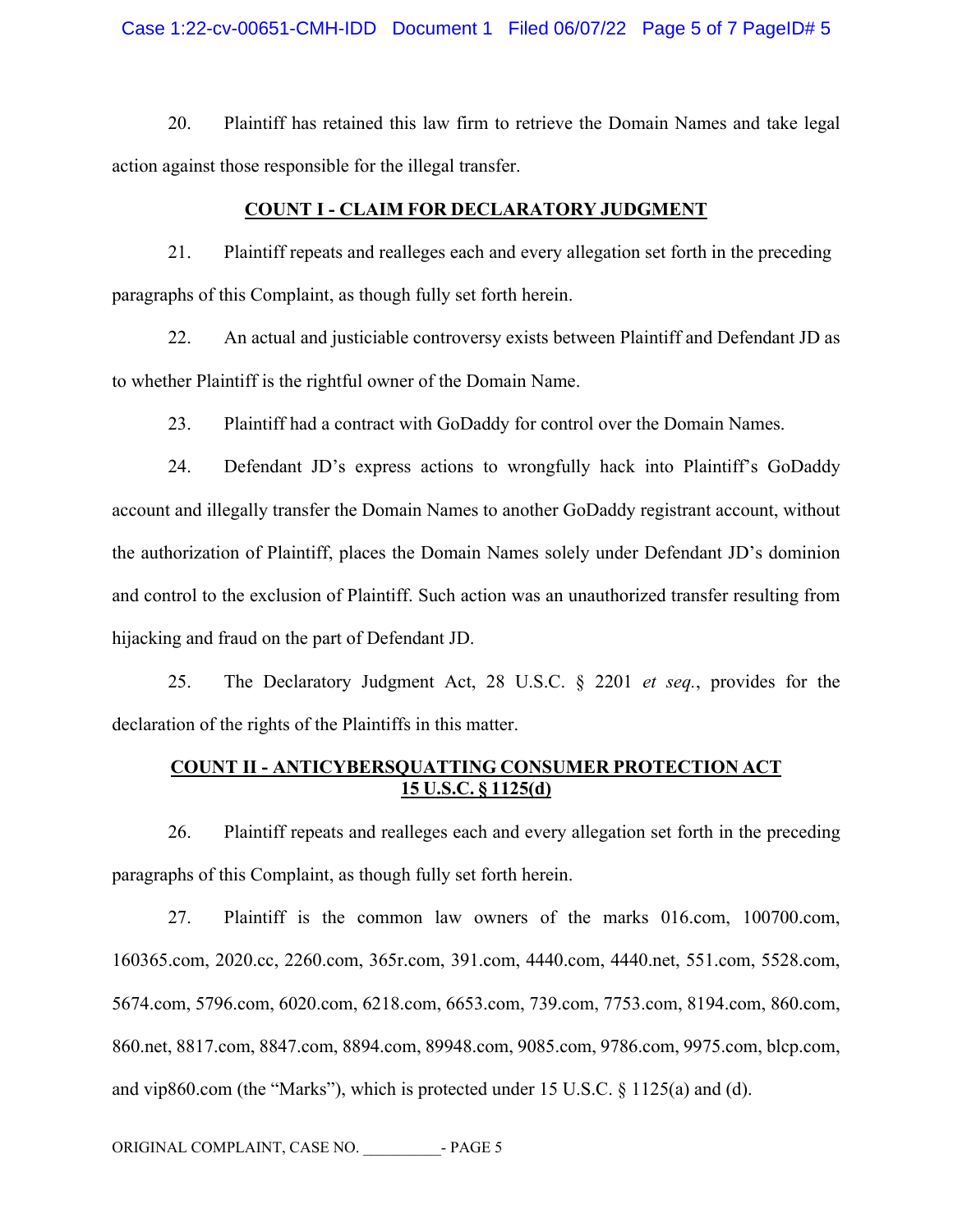20. Plaintiff has retained this law firm to retrieve the Domain Names and take legal action against those responsible for the illegal transfer.

## COUNT I - CLAIM FOR DECLARATORY JUDGMENT

21. Plaintiff repeats and realleges each and every allegation set forth in the preceding paragraphs of this Complaint, as though fully set forth herein.

22. An actual and justiciable controversy exists between Plaintiff and Defendant JD as to whether Plaintiff is the rightful owner of the Domain Name.

23. Plaintiff had a contract with GoDaddy for control over the Domain Names.

24. Defendant JD's express actions to wrongfully hack into Plaintiff's GoDaddy account and illegally transfer the Domain Names to another GoDaddy registrant account, without the authorization of Plaintiff, places the Domain Names solely under Defendant JD's dominion and control to the exclusion of Plaintiff. Such action was an unauthorized transfer resulting from hijacking and fraud on the part of Defendant JD.

25. The Declaratory Judgment Act, 28 U.S.C. § 2201 *et seq.*, provides for the declaration of the rights of the Plaintiffs in this matter.

## COUNT II - ANTICYBERSQUATTING CONSUMER PROTECTION ACT 15 U.S.C. § 1125(d)

26. Plaintiff repeats and realleges each and every allegation set forth in the preceding paragraphs of this Complaint, as though fully set forth herein.

27. Plaintiff is the common law owners of the marks 016.com, 100700.com, 160365.com, 2020.cc, 2260.com, 365r.com, 391.com, 4440.com, 4440.net, 551.com, 5528.com, 5674.com, 5796.com, 6020.com, 6218.com, 6653.com, 739.com, 7753.com, 8194.com, 860.com, 860.net, 8817.com, 8847.com, 8894.com, 89948.com, 9085.com, 9786.com, 9975.com, blcp.com, and vip860.com (the "Marks"), which is protected under 15 U.S.C. § 1125(a) and (d).

ORIGINAL COMPLAINT, CASE NO. __________- PAGE 5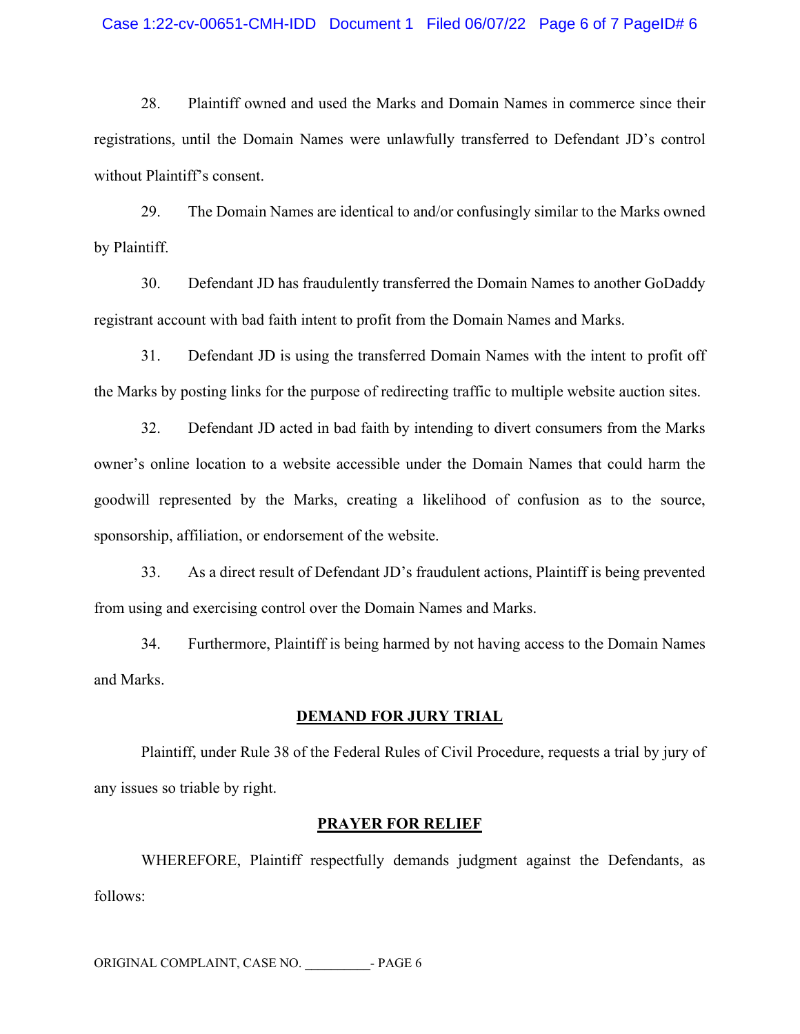28. Plaintiff owned and used the Marks and Domain Names in commerce since their registrations, until the Domain Names were unlawfully transferred to Defendant JD's control without Plaintiff's consent.

29. The Domain Names are identical to and/or confusingly similar to the Marks owned by Plaintiff.

30. Defendant JD has fraudulently transferred the Domain Names to another GoDaddy registrant account with bad faith intent to profit from the Domain Names and Marks.

31. Defendant JD is using the transferred Domain Names with the intent to profit off the Marks by posting links for the purpose of redirecting traffic to multiple website auction sites.

32. Defendant JD acted in bad faith by intending to divert consumers from the Marks owner's online location to a website accessible under the Domain Names that could harm the goodwill represented by the Marks, creating a likelihood of confusion as to the source, sponsorship, affiliation, or endorsement of the website.

33. As a direct result of Defendant JD's fraudulent actions, Plaintiff is being prevented from using and exercising control over the Domain Names and Marks.

34. Furthermore, Plaintiff is being harmed by not having access to the Domain Names and Marks.

## DEMAND FOR JURY TRIAL

Plaintiff, under Rule 38 of the Federal Rules of Civil Procedure, requests a trial by jury of any issues so triable by right.

## PRAYER FOR RELIEF

WHEREFORE, Plaintiff respectfully demands judgment against the Defendants, as follows: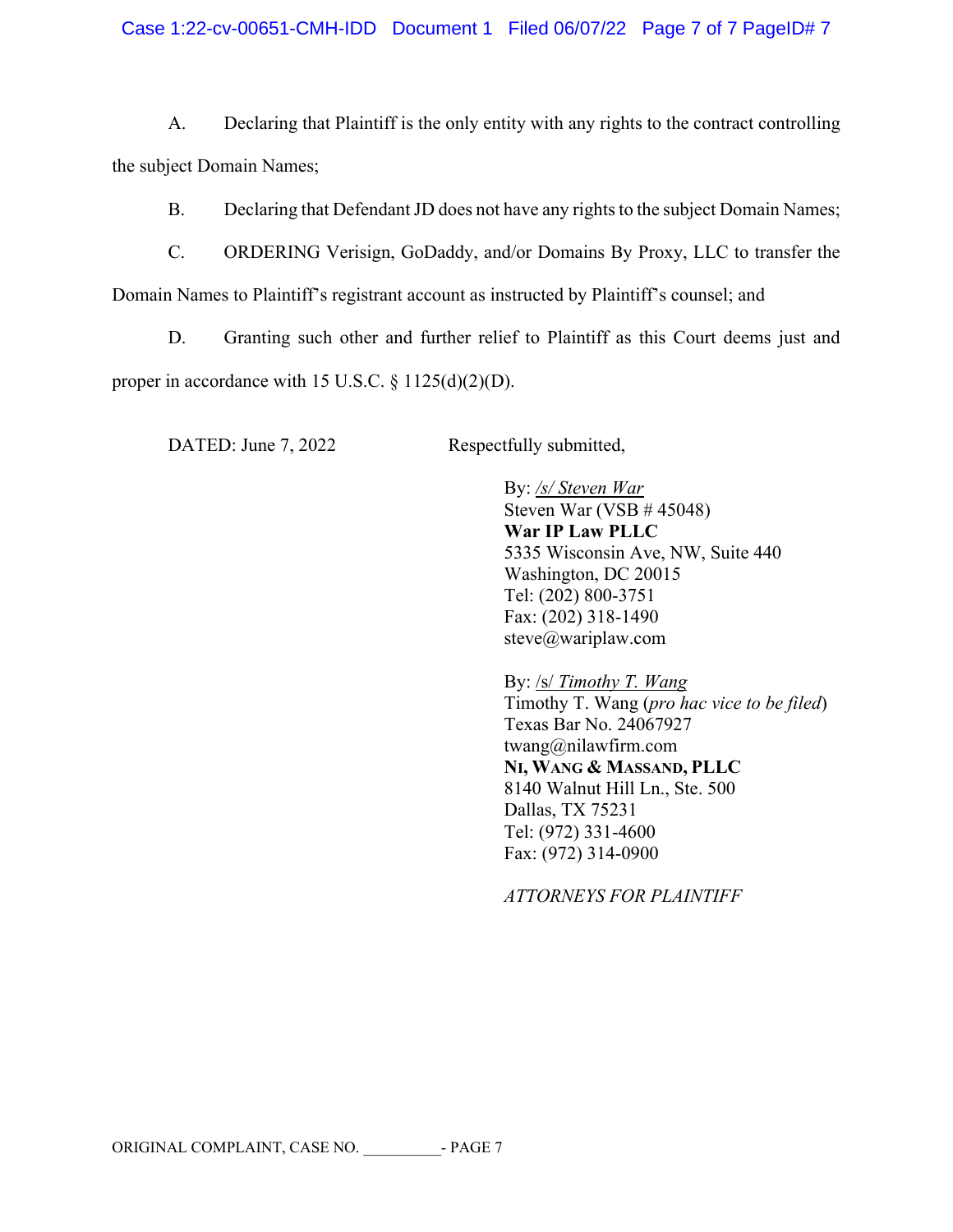A. Declaring that Plaintiff is the only entity with any rights to the contract controlling the subject Domain Names;

B. Declaring that Defendant JD does not have any rights to the subject Domain Names;

C. ORDERING Verisign, GoDaddy, and/or Domains By Proxy, LLC to transfer the Domain Names to Plaintiff's registrant account as instructed by Plaintiff's counsel; and

D. Granting such other and further relief to Plaintiff as this Court deems just and proper in accordance with 15 U.S.C. § 1125(d)(2)(D).

DATED: June 7, 2022

Respectfully submitted,

By: */s/ Steven War*
Steven War (VSB # 45048)
**War IP Law PLLC**
5335 Wisconsin Ave, NW, Suite 440
Washington, DC 20015
Tel: (202) 800-3751
Fax: (202) 318-1490
steve@wariplaw.com

By: /s/ *Timothy T. Wang*
Timothy T. Wang (*pro hac vice to be filed*)
Texas Bar No. 24067927
twang@nilawfirm.com
**NI, WANG & MASSAND, PLLC**
8140 Walnut Hill Ln., Ste. 500
Dallas, TX 75231
Tel: (972) 331-4600
Fax: (972) 314-0900

*ATTORNEYS FOR PLAINTIFF*